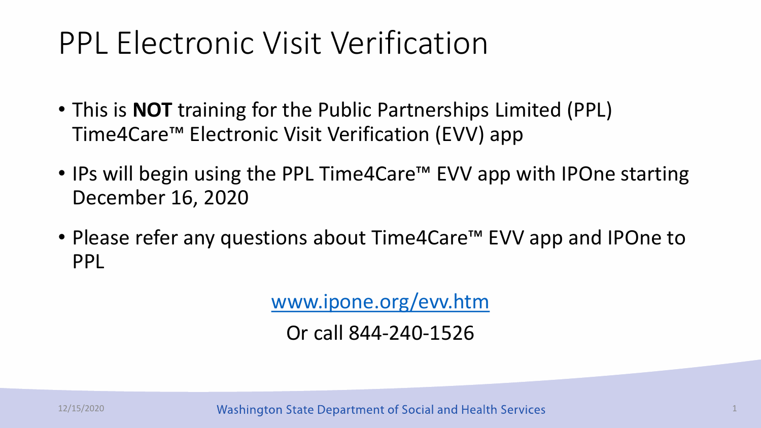# PPL Electronic Visit Verification

- This is **NOT** training for the Public Partnerships Limited (PPL) Time4Care™ Electronic Visit Verification (EVV) app
- IPs will begin using the PPL Time4Care™ EVV app with IPOne starting December 16, 2020
- Please refer any questions about Time4Care™ EVV app and IPOne to PPL

[www.ipone.org/evv.htm](http://www.ipone.org/evv.htm)

Or call 844-240-1526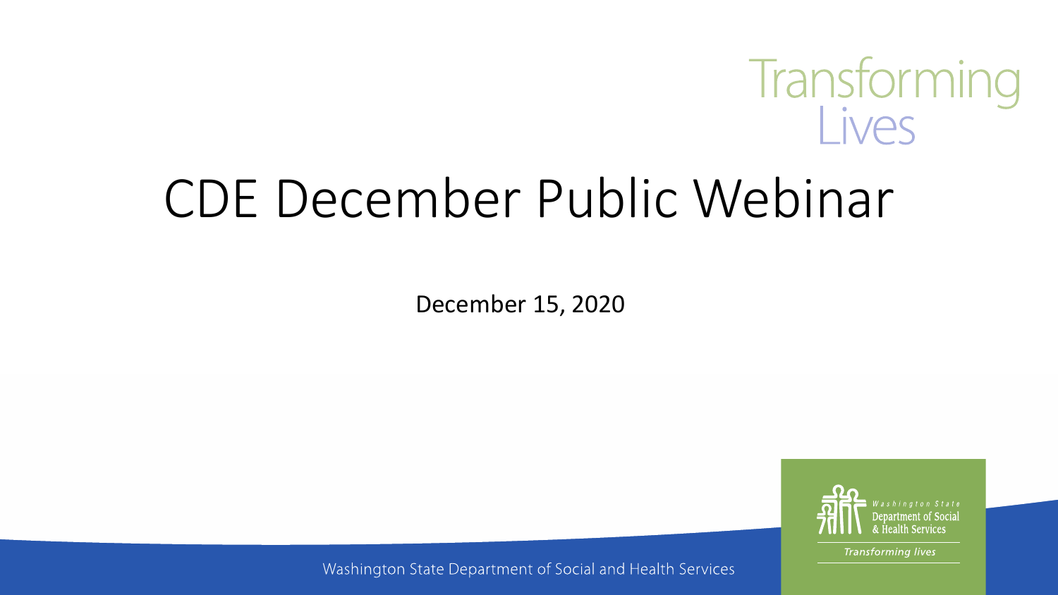Transforming Lives

# CDE December Public Webinar

December 15, 2020

Washington State Department of Social and Health Services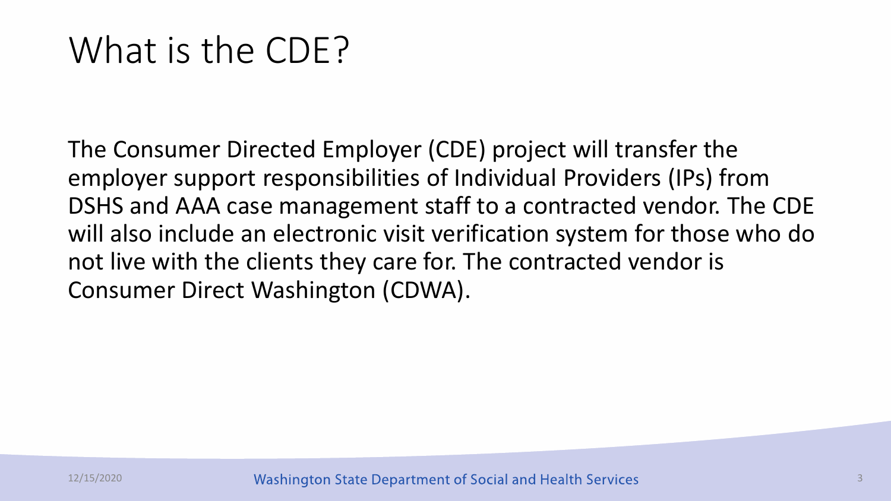# What is the CDE?

The Consumer Directed Employer (CDE) project will transfer the employer support responsibilities of Individual Providers (IPs) from DSHS and AAA case management staff to a contracted vendor. The CDE will also include an electronic visit verification system for those who do not live with the clients they care for. The contracted vendor is Consumer Direct Washington (CDWA).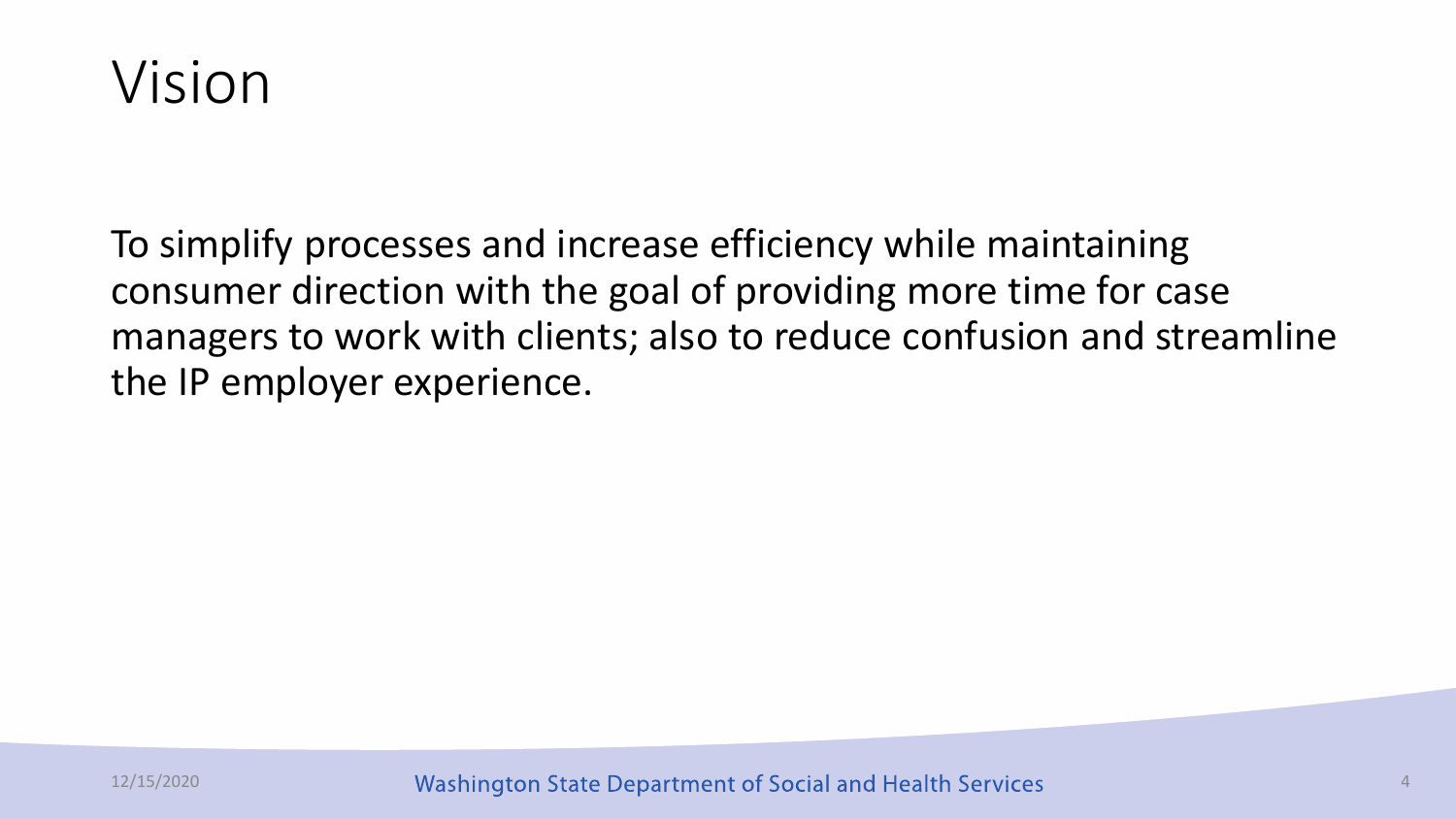# Vision

To simplify processes and increase efficiency while maintaining consumer direction with the goal of providing more time for case managers to work with clients; also to reduce confusion and streamline the IP employer experience.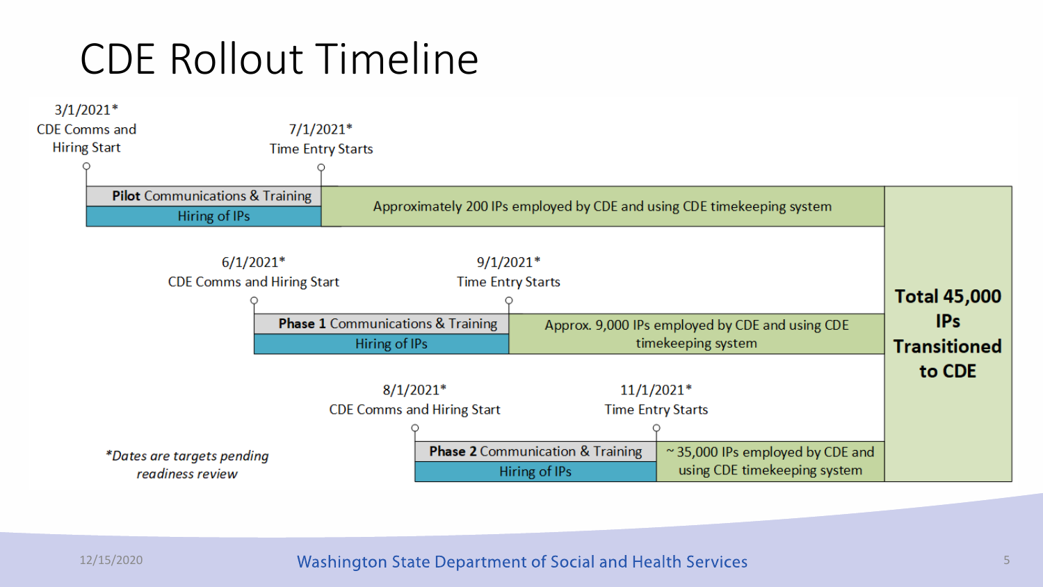# CDE Rollout Timeline

**Pilot**

- 3/1/2021* — CDE Comms and Hiring Start
- 7/1/2021* — Time Entry Starts

| **Pilot** Communications & Training / Hiring of IPs | Approximately 200 IPs employed by CDE and using CDE timekeeping system |
|---|---|

**Phase 1**

- 6/1/2021* — CDE Comms and Hiring Start
- 9/1/2021* — Time Entry Starts

| **Phase 1** Communications & Training / Hiring of IPs | Approx. 9,000 IPs employed by CDE and using CDE timekeeping system |
|---|---|

**Phase 2**

- 8/1/2021* — CDE Comms and Hiring Start
- 11/1/2021* — Time Entry Starts

| **Phase 2** Communication & Training / Hiring of IPs | ~ 35,000 IPs employed by CDE and using CDE timekeeping system |
|---|---|

**Total 45,000 IPs Transitioned to CDE**

*\*Dates are targets pending readiness review*

12/15/2020

Washington State Department of Social and Health Services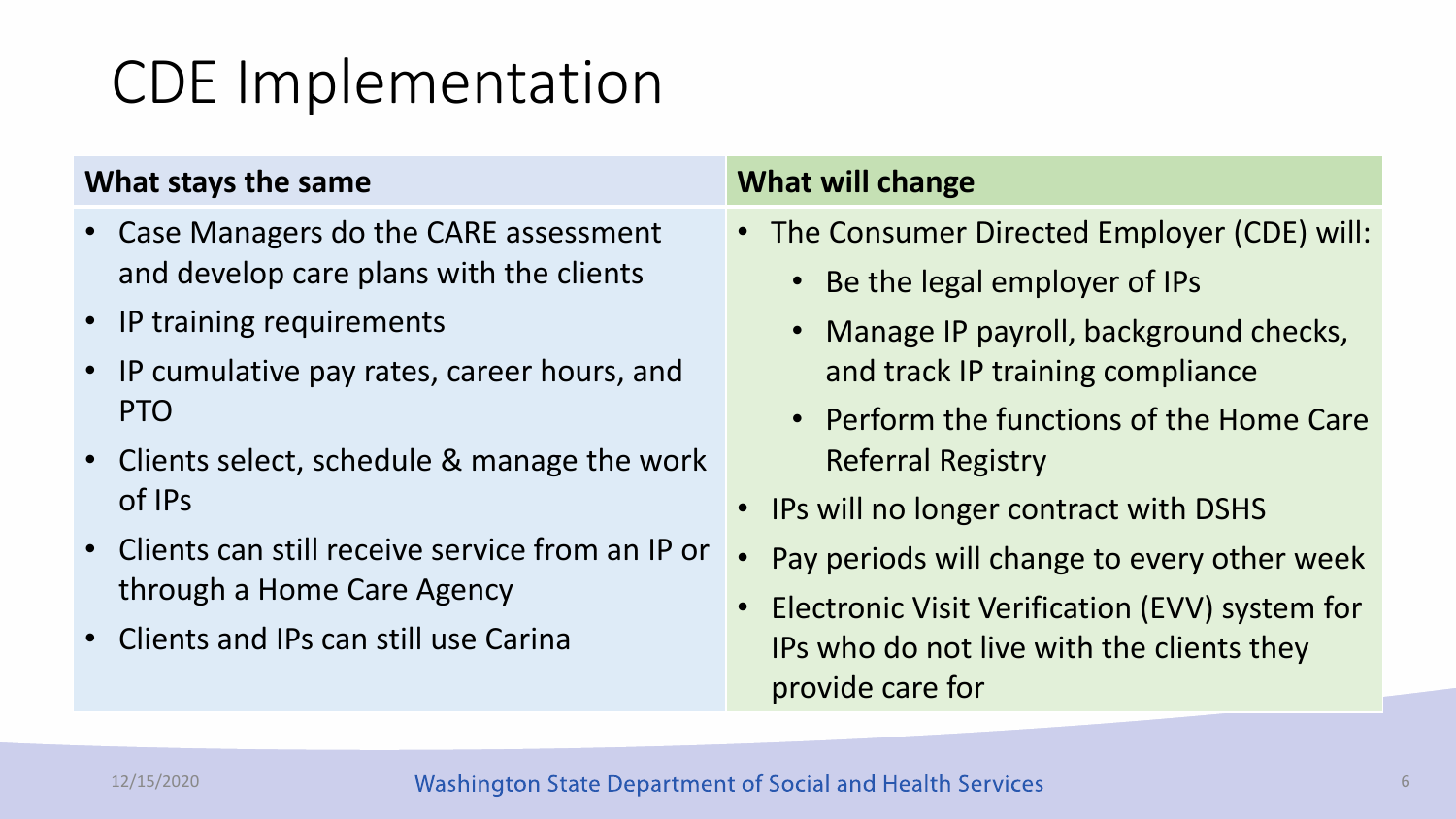# CDE Implementation

| What stays the same | What will change |
|---|---|
| • Case Managers do the CARE assessment and develop care plans with the clients<br>• IP training requirements<br>• IP cumulative pay rates, career hours, and PTO<br>• Clients select, schedule & manage the work of IPs<br>• Clients can still receive service from an IP or through a Home Care Agency<br>• Clients and IPs can still use Carina | • The Consumer Directed Employer (CDE) will:<br>  ◦ Be the legal employer of IPs<br>  ◦ Manage IP payroll, background checks, and track IP training compliance<br>  ◦ Perform the functions of the Home Care Referral Registry<br>• IPs will no longer contract with DSHS<br>• Pay periods will change to every other week<br>• Electronic Visit Verification (EVV) system for IPs who do not live with the clients they provide care for |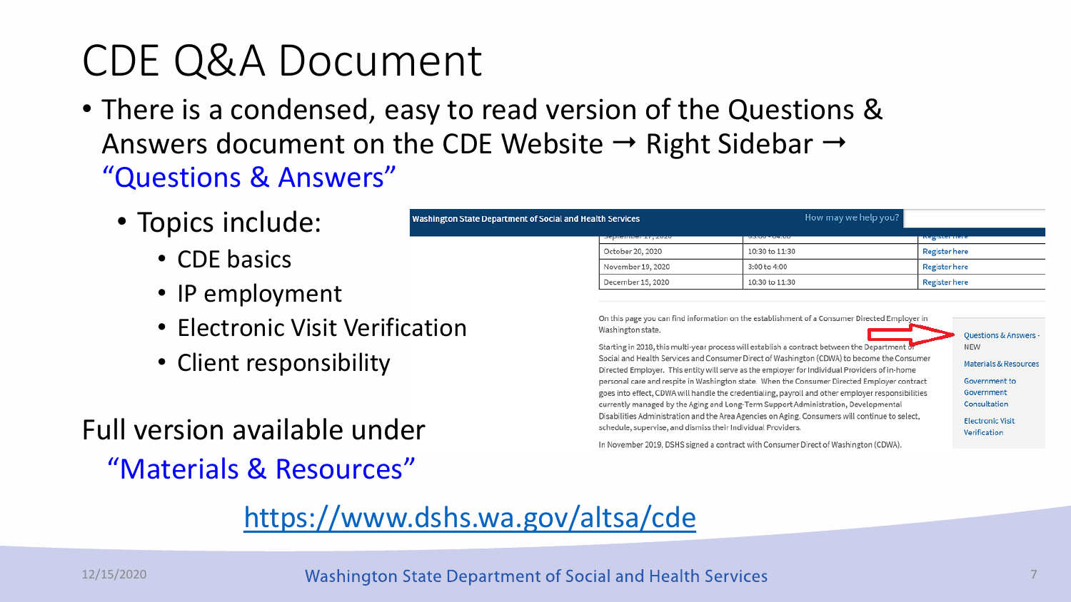# CDE Q&A Document

- There is a condensed, easy to read version of the Questions & Answers document on the CDE Website → Right Sidebar → "Questions & Answers"
  - Topics include:
    - CDE basics
    - IP employment
    - Electronic Visit Verification
    - Client responsibility

Full version available under "Materials & Resources"

Washington State Department of Social and Health Services — How may we help you?

| | | |
|---|---|---|
| October 20, 2020 | 10:30 to 11:30 | Register here |
| November 19, 2020 | 3:00 to 4:00 | Register here |
| December 15, 2020 | 10:30 to 11:30 | Register here |

On this page you can find information on the establishment of a Consumer Directed Employer in Washington state.

Starting in 2018, this multi-year process will establish a contract between the Department of Social and Health Services and Consumer Direct of Washington (CDWA) to become the Consumer Directed Employer. This entity will serve as the employer for Individual Providers of in-home personal care and respite in Washington state. When the Consumer Directed Employer contract goes into effect, CDWA will handle the credentialing, payroll and other employer responsibilities currently managed by the Aging and Long-Term Support Administration, Developmental Disabilities Administration and the Area Agencies on Aging. Consumers will continue to select, schedule, supervise, and dismiss their Individual Providers.

In November 2019, DSHS signed a contract with Consumer Direct of Washington (CDWA).

- Questions & Answers - NEW
- Materials & Resources
- Government to Government Consultation
- Electronic Visit Verification

https://www.dshs.wa.gov/altsa/cde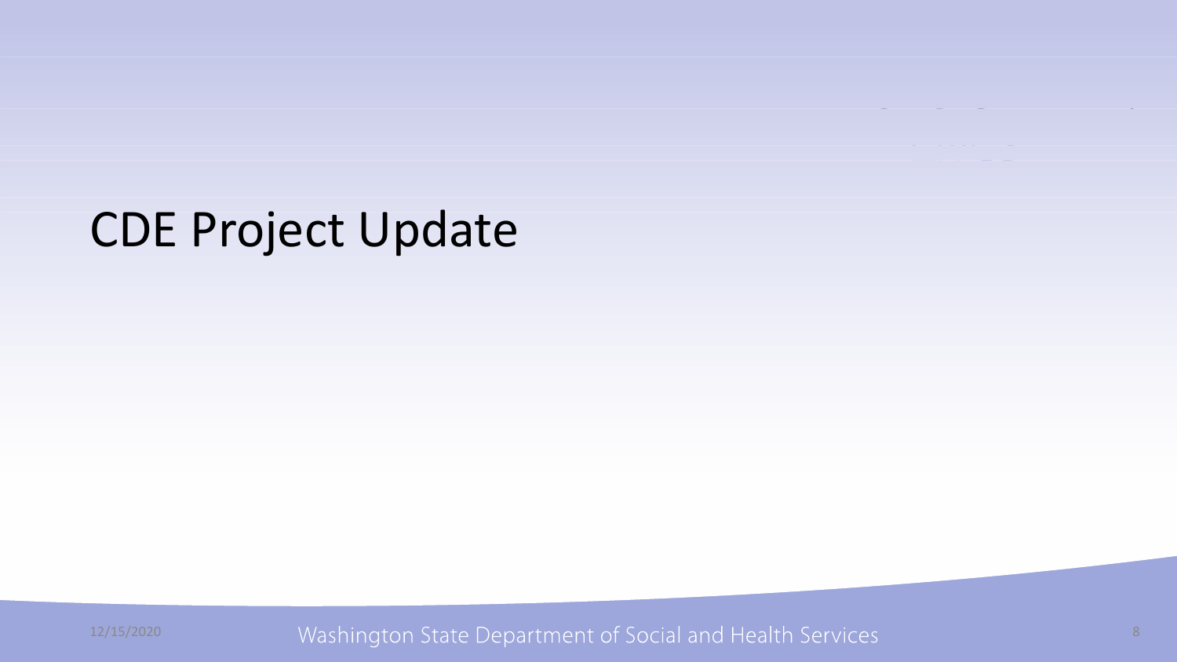# CDE Project Update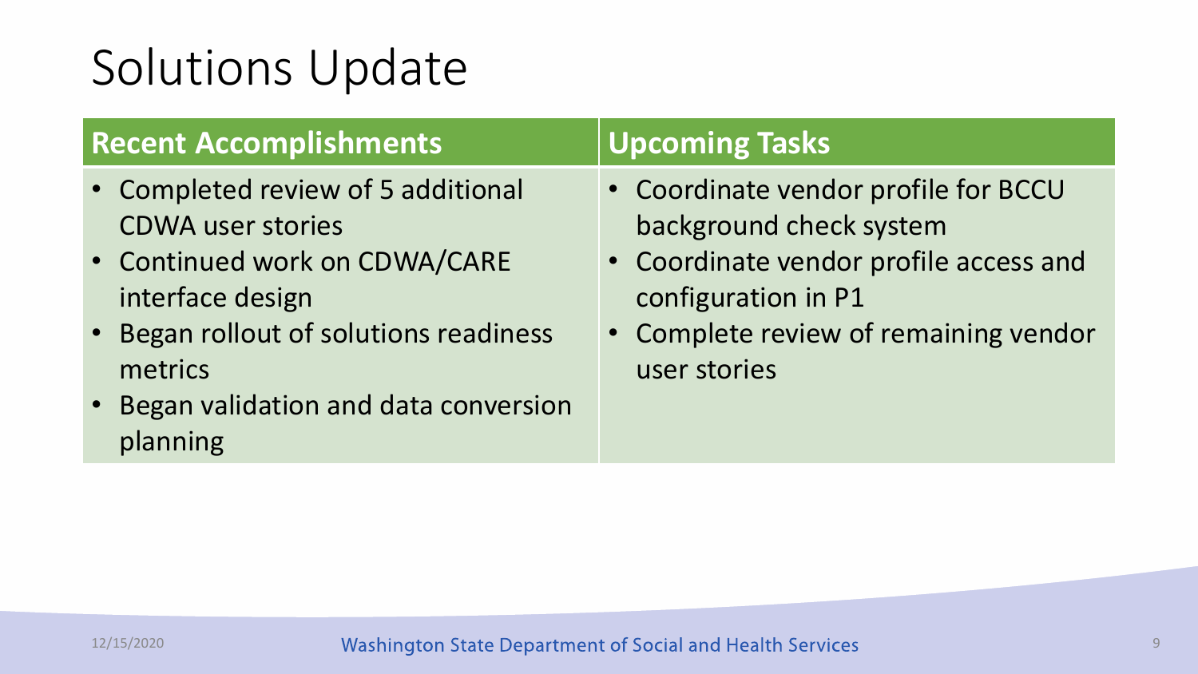# Solutions Update

| Recent Accomplishments | Upcoming Tasks |
| --- | --- |
| • Completed review of 5 additional CDWA user stories<br>• Continued work on CDWA/CARE interface design<br>• Began rollout of solutions readiness metrics<br>• Began validation and data conversion planning | • Coordinate vendor profile for BCCU background check system<br>• Coordinate vendor profile access and configuration in P1<br>• Complete review of remaining vendor user stories |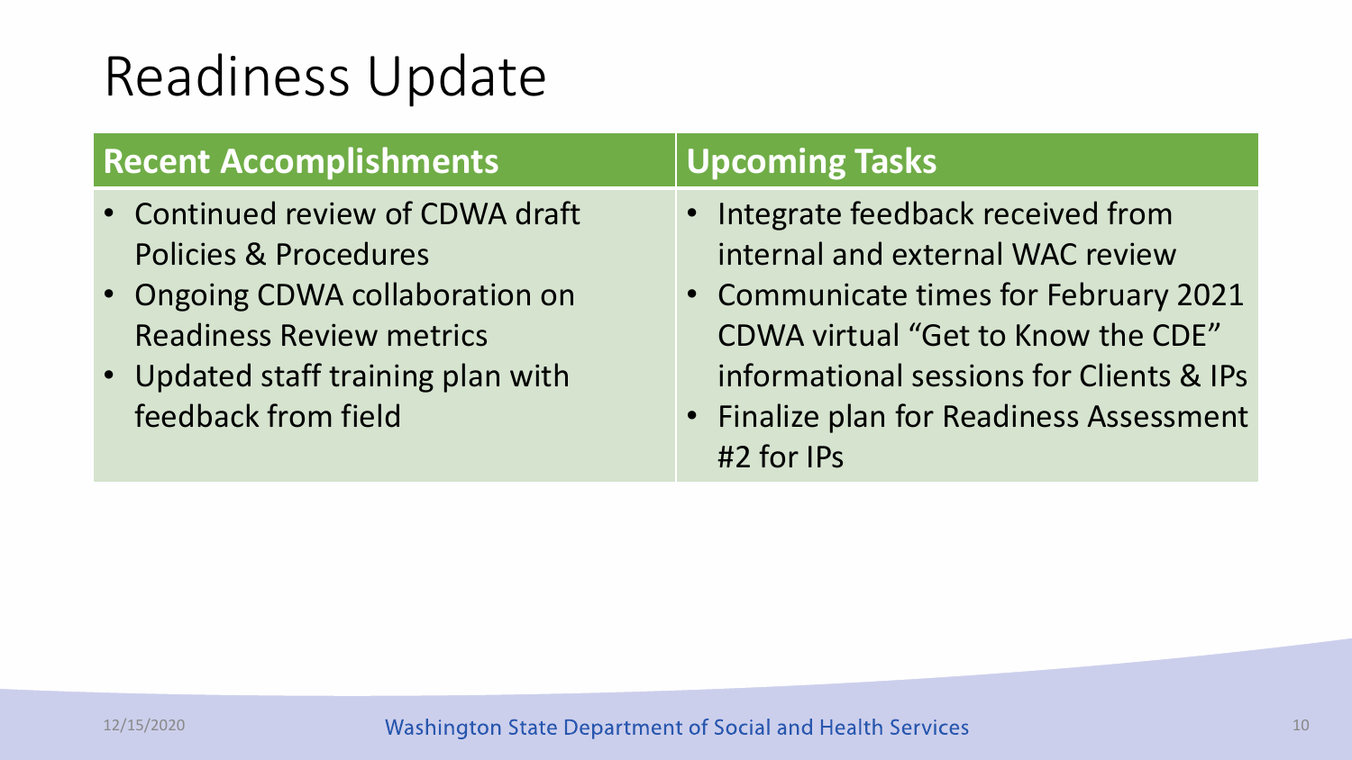# Readiness Update

| Recent Accomplishments | Upcoming Tasks |
| --- | --- |
| • Continued review of CDWA draft Policies & Procedures<br>• Ongoing CDWA collaboration on Readiness Review metrics<br>• Updated staff training plan with feedback from field | • Integrate feedback received from internal and external WAC review<br>• Communicate times for February 2021 CDWA virtual "Get to Know the CDE" informational sessions for Clients & IPs<br>• Finalize plan for Readiness Assessment #2 for IPs |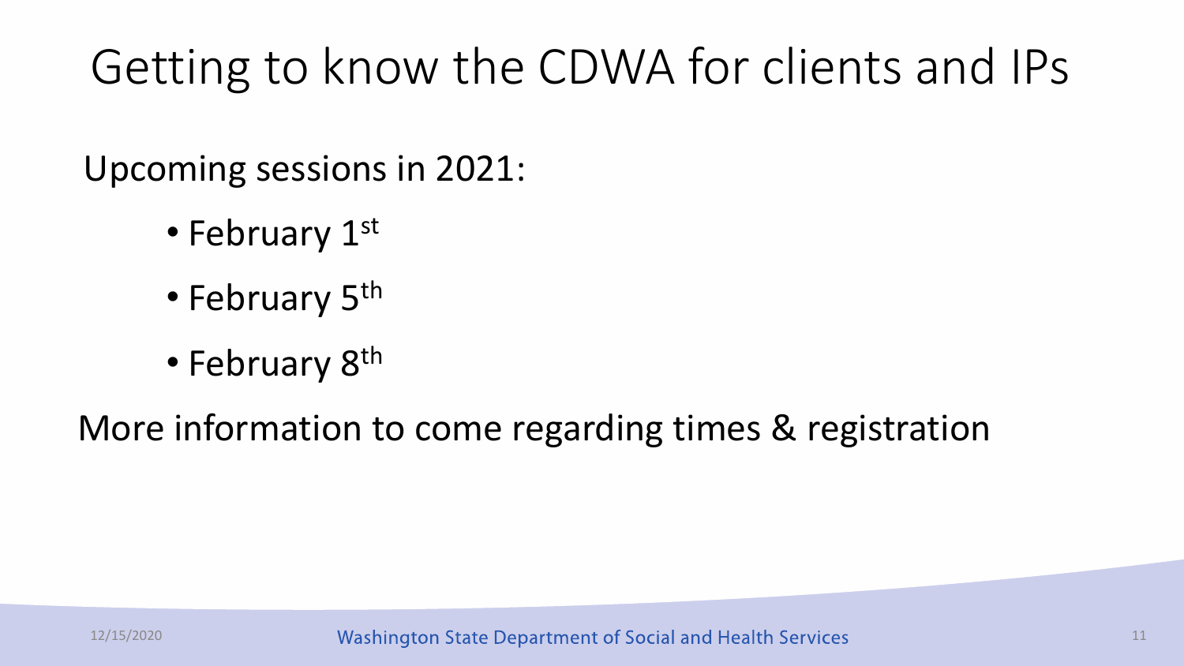# Getting to know the CDWA for clients and IPs

Upcoming sessions in 2021:

- February 1st
- February 5th
- February 8th

More information to come regarding times & registration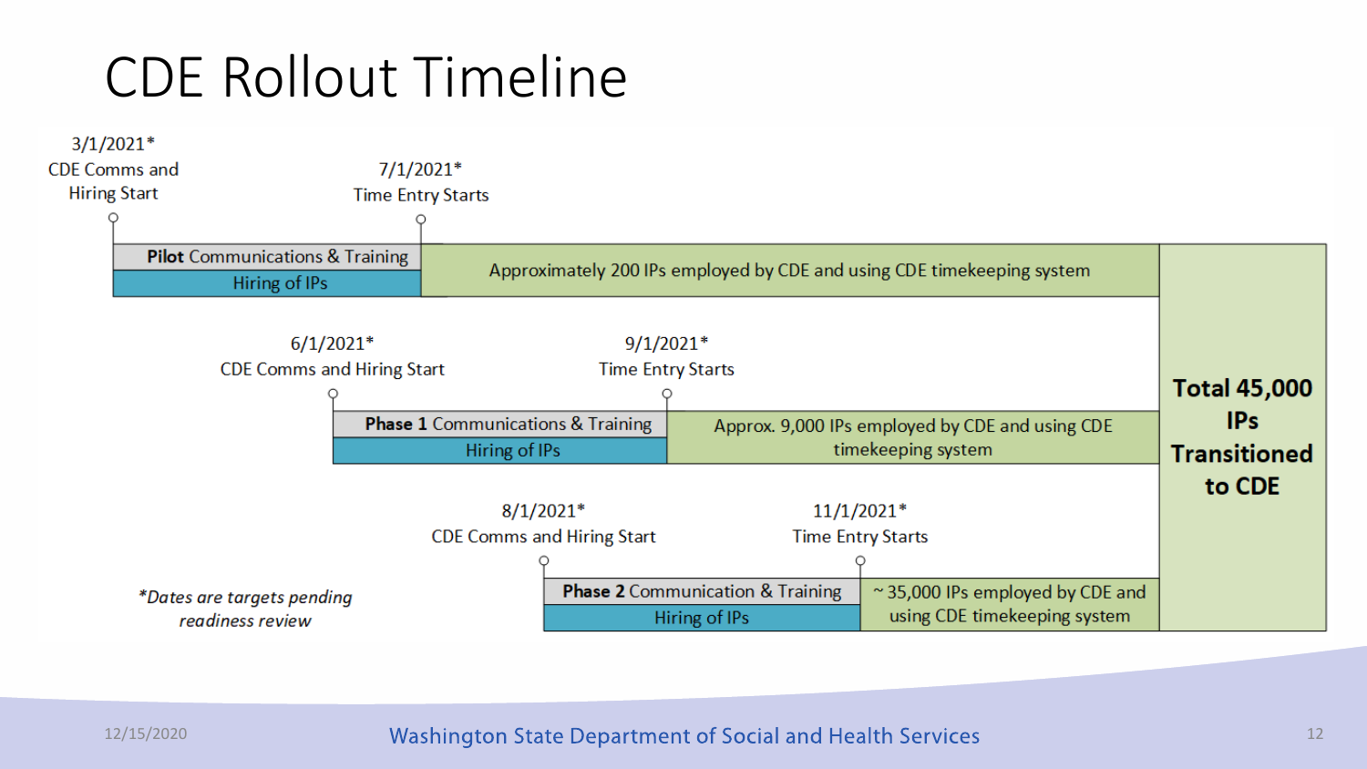# CDE Rollout Timeline

**Pilot**

- 3/1/2021* — CDE Comms and Hiring Start
- 7/1/2021* — Time Entry Starts
- **Pilot** Communications & Training
- Hiring of IPs
- Approximately 200 IPs employed by CDE and using CDE timekeeping system

**Phase 1**

- 6/1/2021* — CDE Comms and Hiring Start
- 9/1/2021* — Time Entry Starts
- **Phase 1** Communications & Training
- Hiring of IPs
- Approx. 9,000 IPs employed by CDE and using CDE timekeeping system

**Phase 2**

- 8/1/2021* — CDE Comms and Hiring Start
- 11/1/2021* — Time Entry Starts
- **Phase 2** Communication & Training
- Hiring of IPs
- ~ 35,000 IPs employed by CDE and using CDE timekeeping system

**Total 45,000 IPs Transitioned to CDE**

*\*Dates are targets pending readiness review*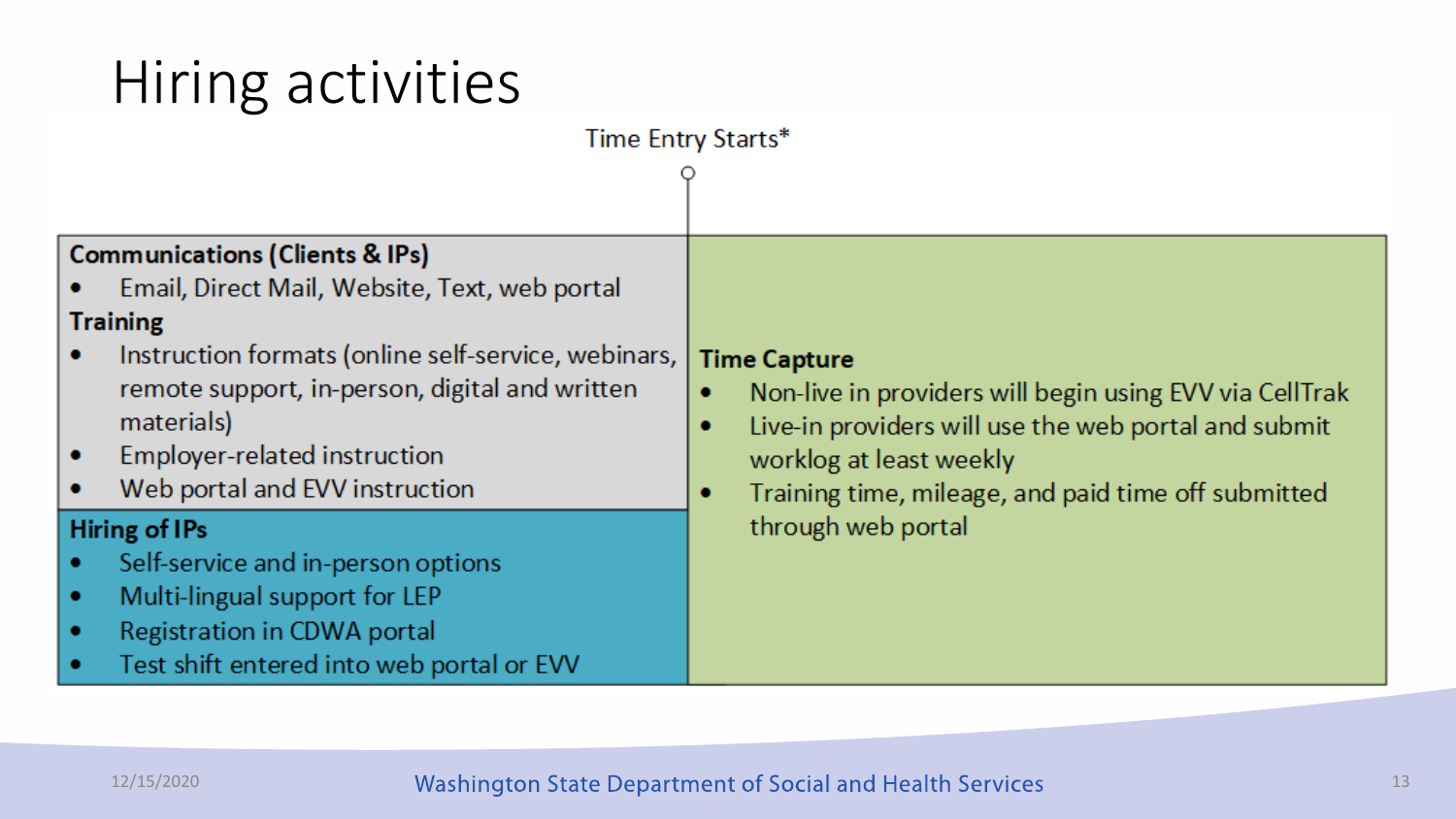# Hiring activities

Time Entry Starts*

**Communications (Clients & IPs)**

- Email, Direct Mail, Website, Text, web portal

**Training**

- Instruction formats (online self-service, webinars, remote support, in-person, digital and written materials)
- Employer-related instruction
- Web portal and EVV instruction

**Hiring of IPs**

- Self-service and in-person options
- Multi-lingual support for LEP
- Registration in CDWA portal
- Test shift entered into web portal or EVV

**Time Capture**

- Non-live in providers will begin using EVV via CellTrak
- Live-in providers will use the web portal and submit worklog at least weekly
- Training time, mileage, and paid time off submitted through web portal

12/15/2020

Washington State Department of Social and Health Services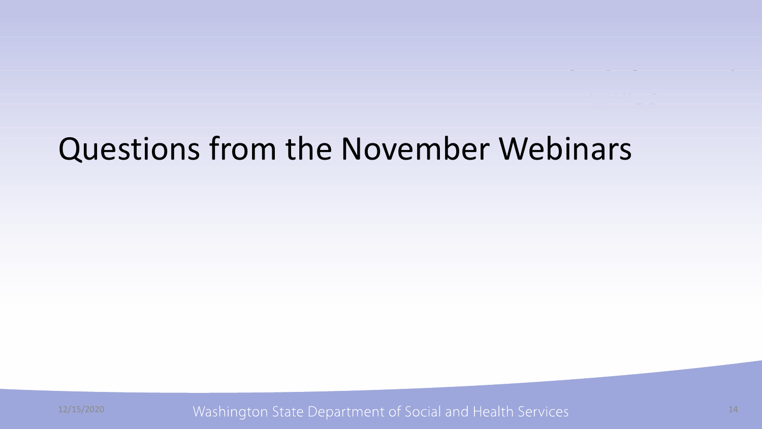# Questions from the November Webinars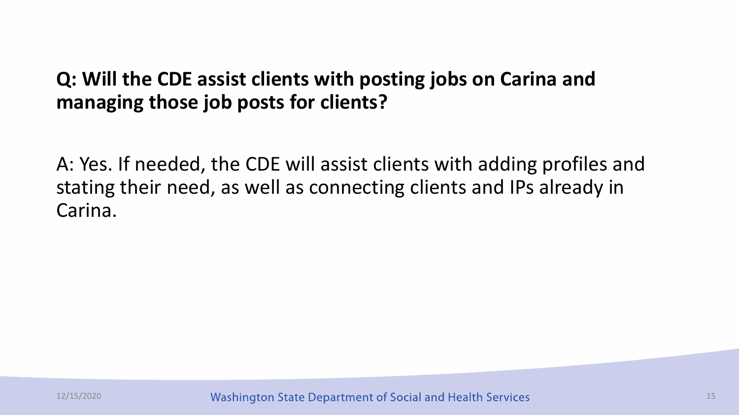**Q: Will the CDE assist clients with posting jobs on Carina and managing those job posts for clients?**

A: Yes. If needed, the CDE will assist clients with adding profiles and stating their need, as well as connecting clients and IPs already in Carina.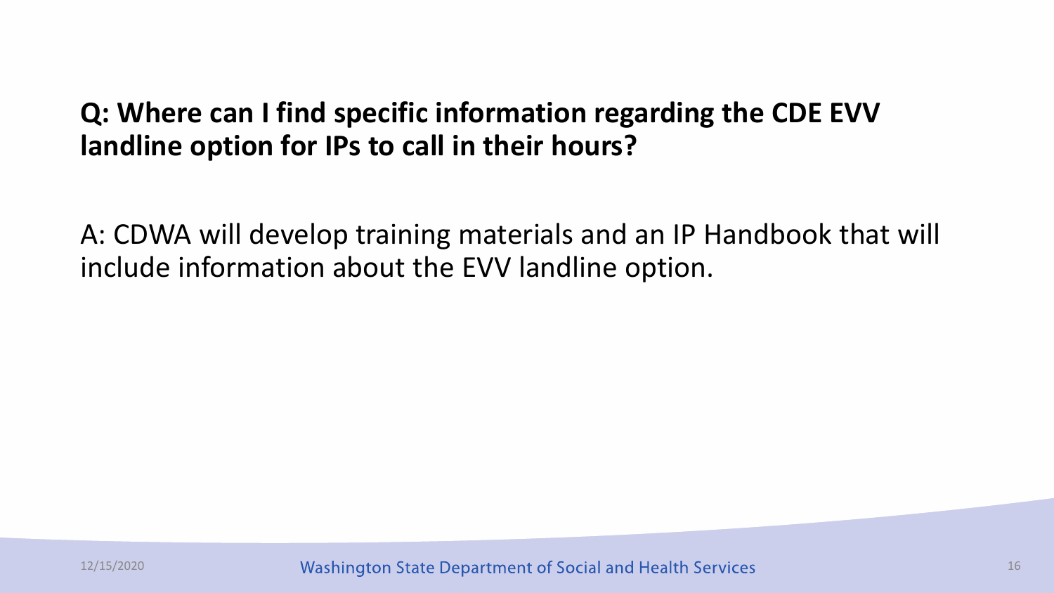**Q: Where can I find specific information regarding the CDE EVV landline option for IPs to call in their hours?**

A: CDWA will develop training materials and an IP Handbook that will include information about the EVV landline option.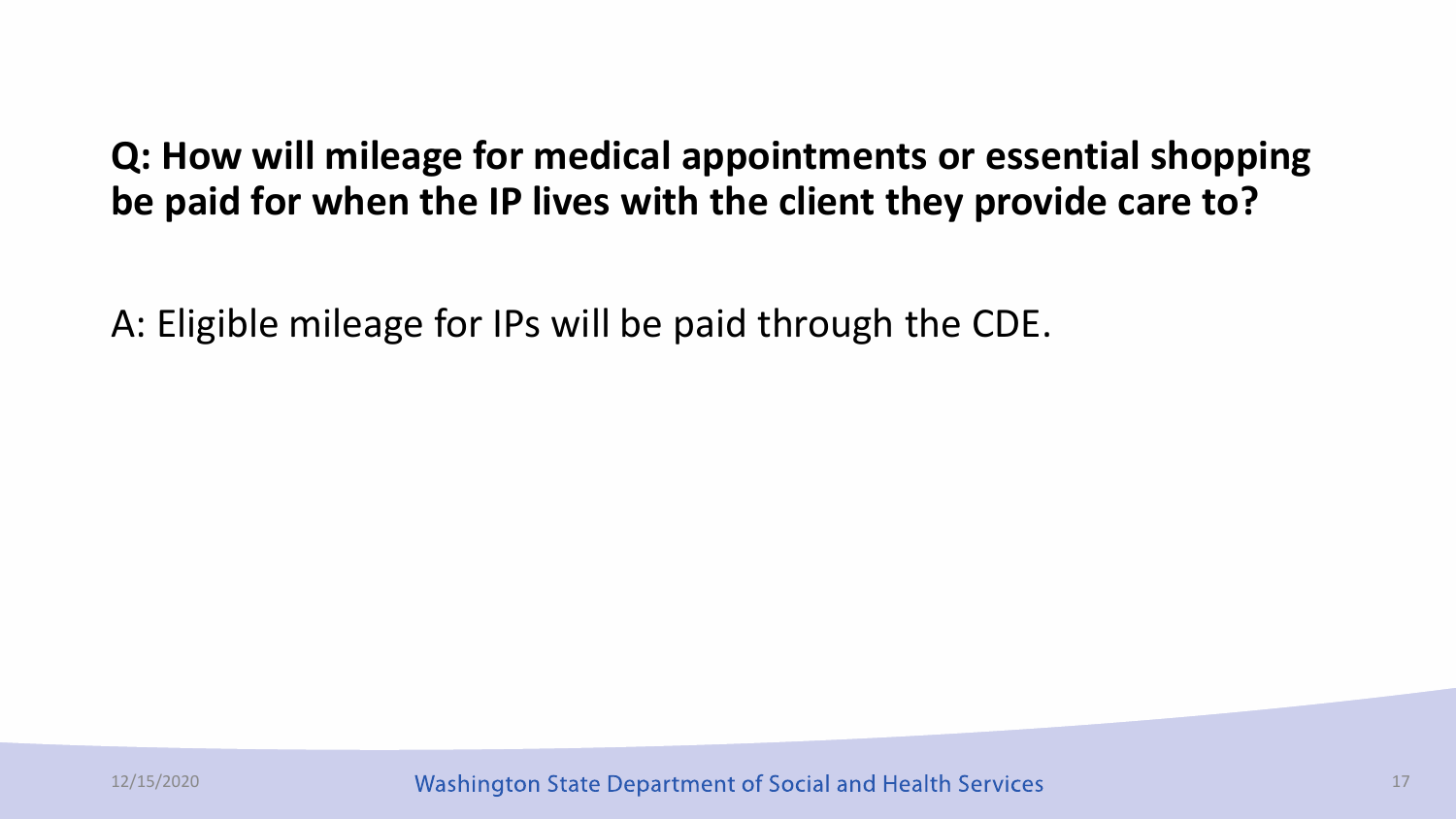**Q: How will mileage for medical appointments or essential shopping be paid for when the IP lives with the client they provide care to?**

A: Eligible mileage for IPs will be paid through the CDE.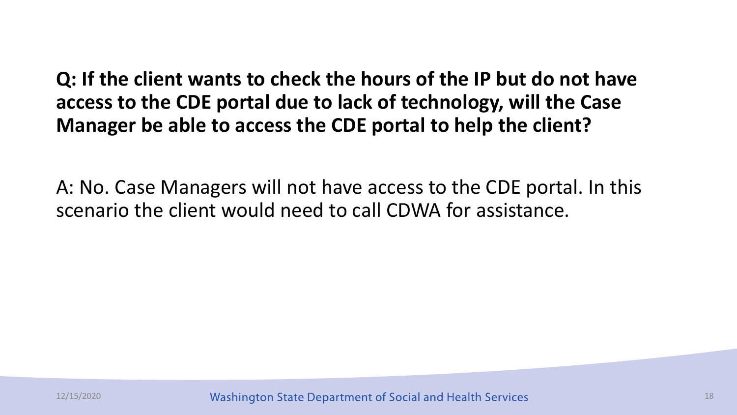**Q: If the client wants to check the hours of the IP but do not have access to the CDE portal due to lack of technology, will the Case Manager be able to access the CDE portal to help the client?**

A: No. Case Managers will not have access to the CDE portal. In this scenario the client would need to call CDWA for assistance.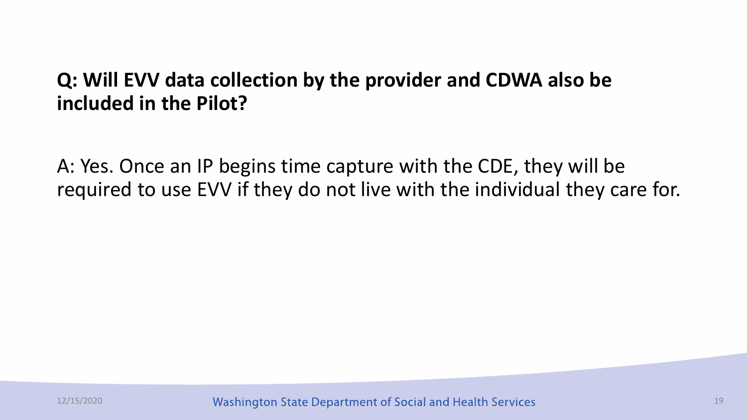**Q: Will EVV data collection by the provider and CDWA also be included in the Pilot?**

A: Yes. Once an IP begins time capture with the CDE, they will be required to use EVV if they do not live with the individual they care for.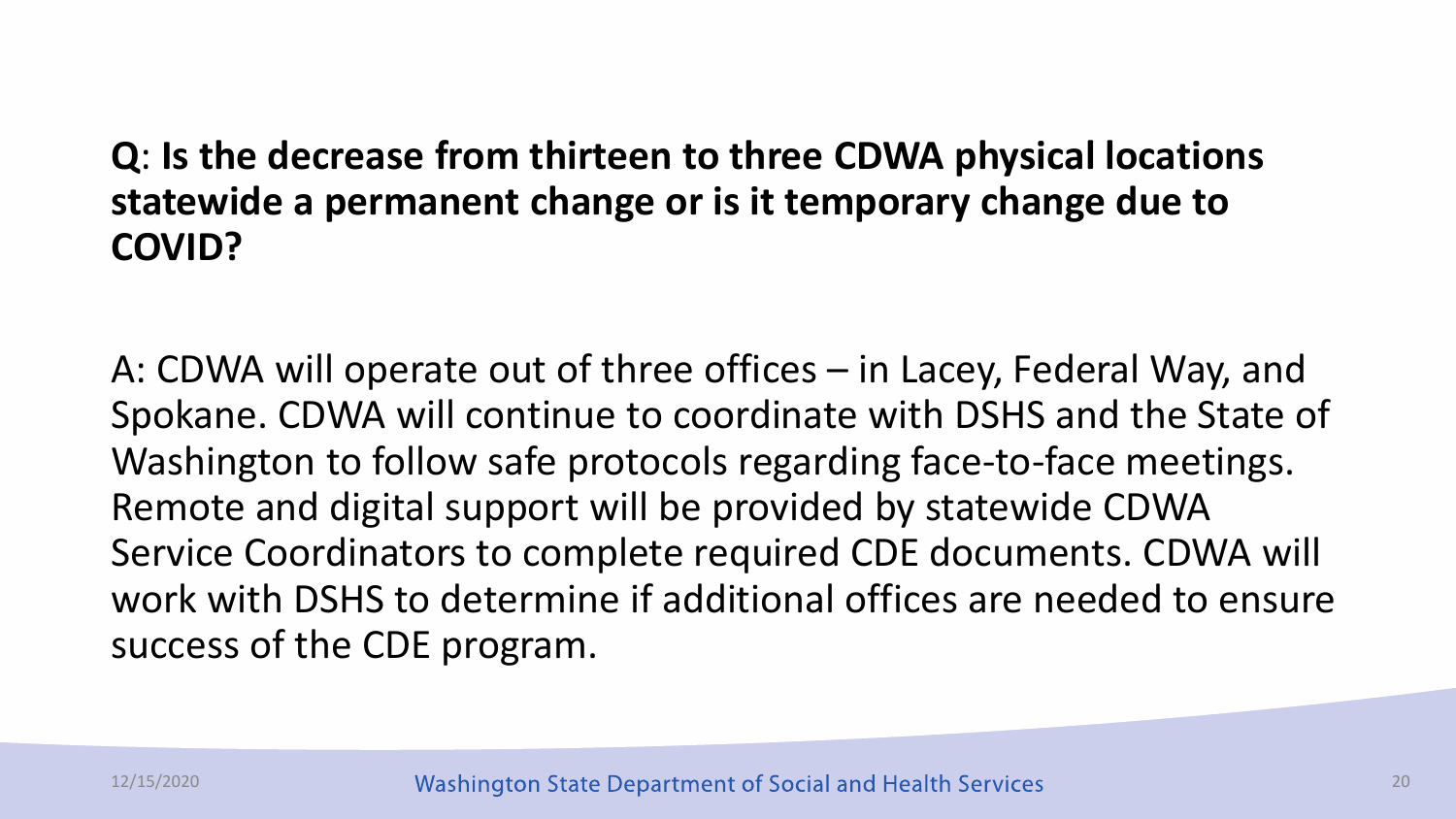**Q**: **Is the decrease from thirteen to three CDWA physical locations statewide a permanent change or is it temporary change due to COVID?**

A: CDWA will operate out of three offices – in Lacey, Federal Way, and Spokane. CDWA will continue to coordinate with DSHS and the State of Washington to follow safe protocols regarding face-to-face meetings. Remote and digital support will be provided by statewide CDWA Service Coordinators to complete required CDE documents. CDWA will work with DSHS to determine if additional offices are needed to ensure success of the CDE program.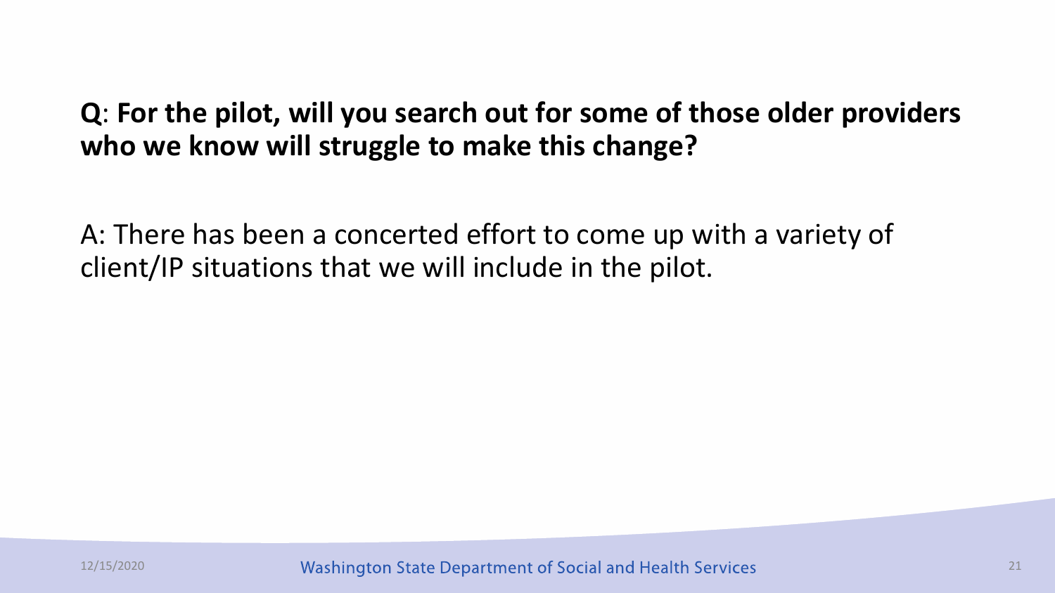**Q**: **For the pilot, will you search out for some of those older providers who we know will struggle to make this change?**

A: There has been a concerted effort to come up with a variety of client/IP situations that we will include in the pilot.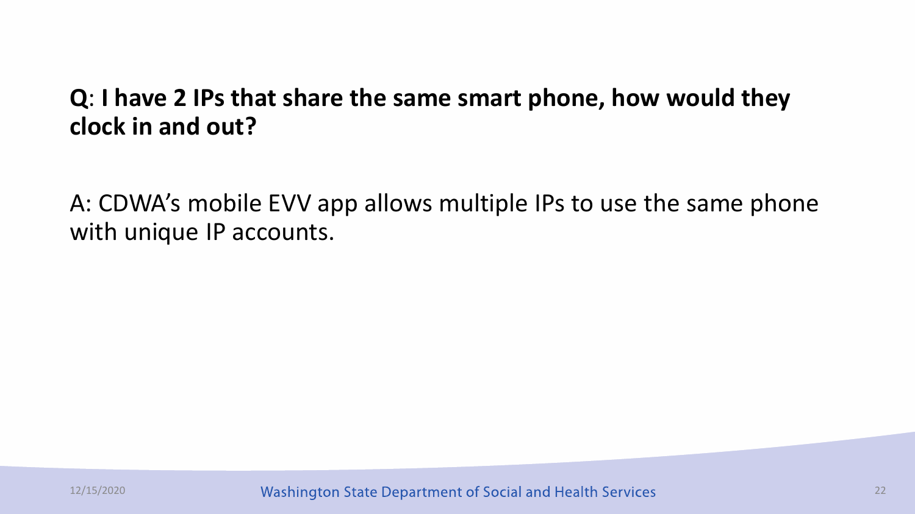**Q**: **I have 2 IPs that share the same smart phone, how would they clock in and out?**

A: CDWA's mobile EVV app allows multiple IPs to use the same phone with unique IP accounts.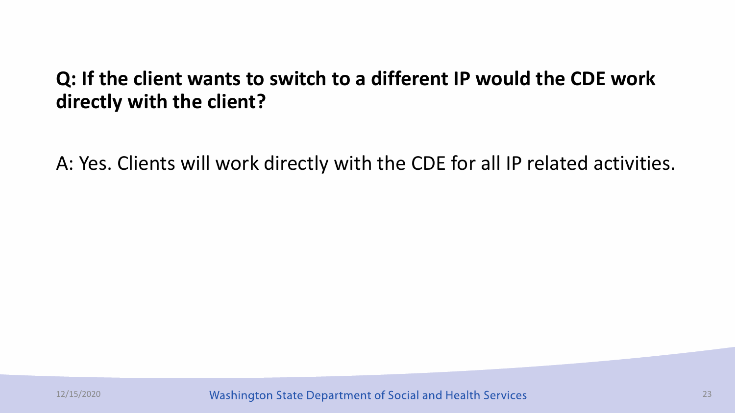**Q: If the client wants to switch to a different IP would the CDE work directly with the client?**

A: Yes. Clients will work directly with the CDE for all IP related activities.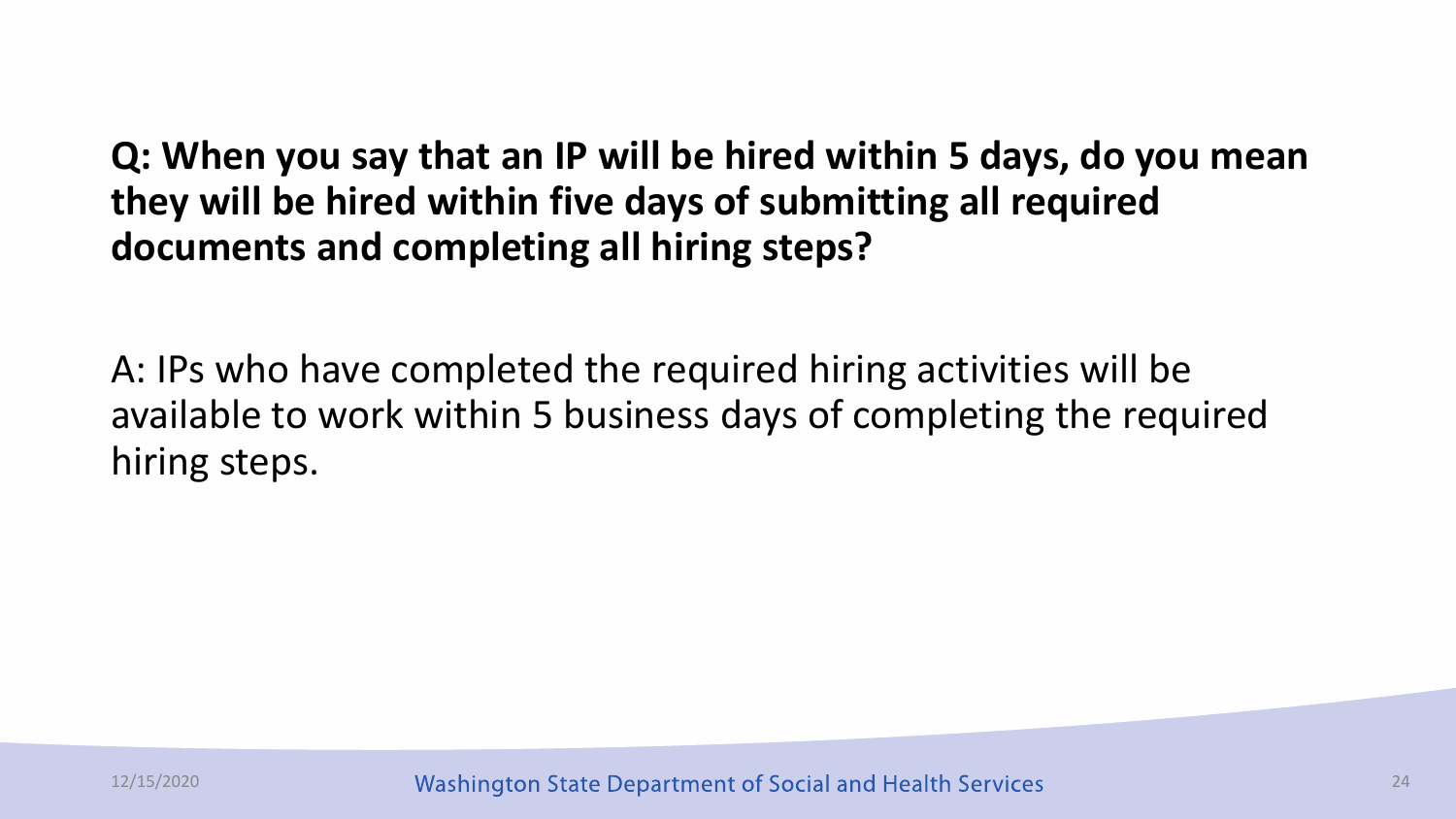**Q: When you say that an IP will be hired within 5 days, do you mean they will be hired within five days of submitting all required documents and completing all hiring steps?**

A: IPs who have completed the required hiring activities will be available to work within 5 business days of completing the required hiring steps.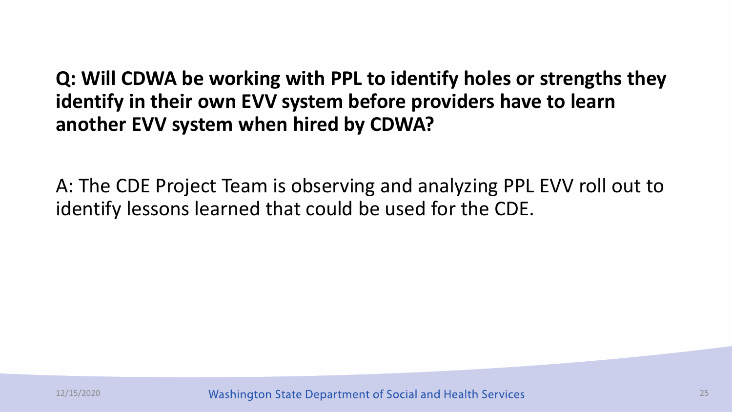**Q: Will CDWA be working with PPL to identify holes or strengths they identify in their own EVV system before providers have to learn another EVV system when hired by CDWA?**

A: The CDE Project Team is observing and analyzing PPL EVV roll out to identify lessons learned that could be used for the CDE.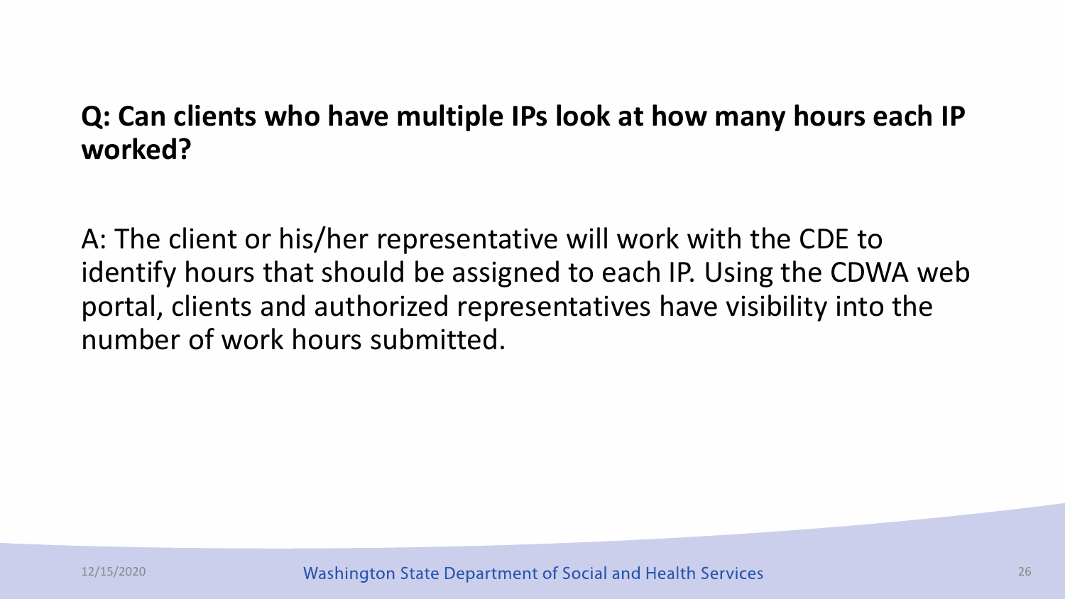**Q: Can clients who have multiple IPs look at how many hours each IP worked?**

A: The client or his/her representative will work with the CDE to identify hours that should be assigned to each IP. Using the CDWA web portal, clients and authorized representatives have visibility into the number of work hours submitted.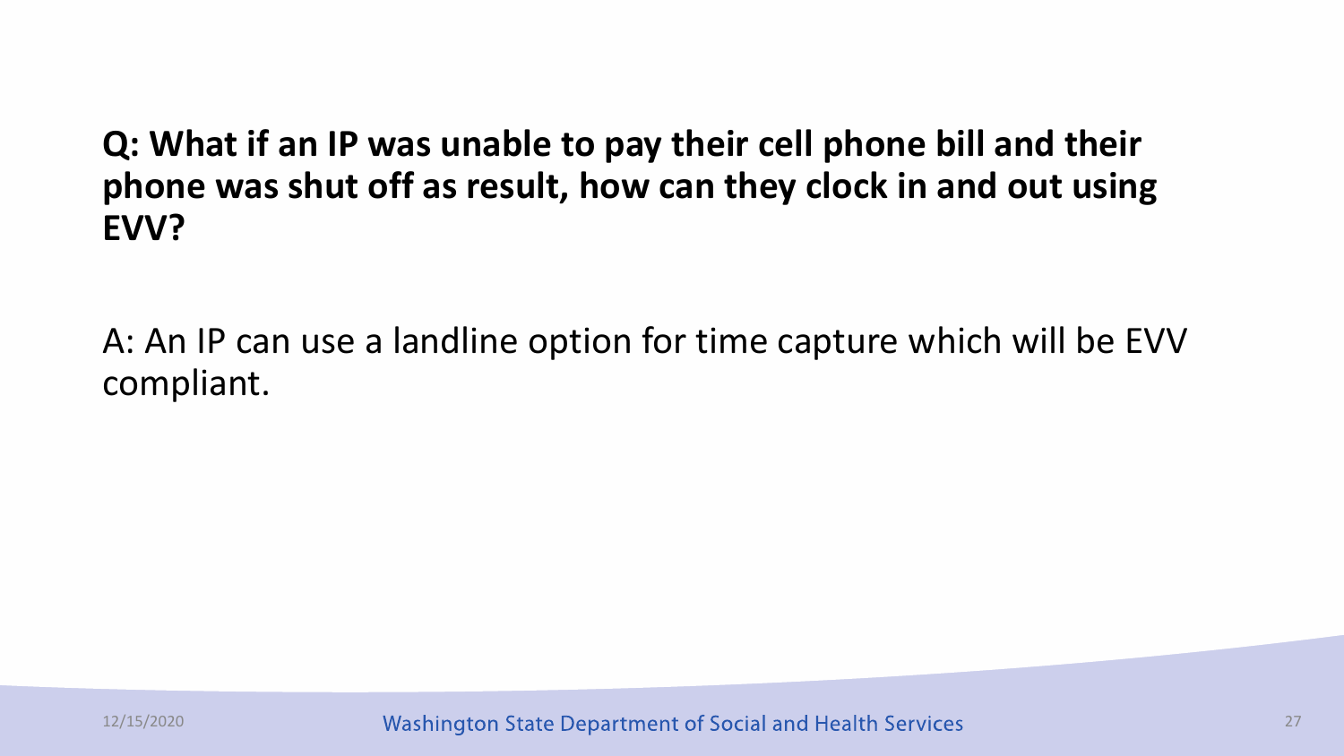**Q: What if an IP was unable to pay their cell phone bill and their phone was shut off as result, how can they clock in and out using EVV?**

A: An IP can use a landline option for time capture which will be EVV compliant.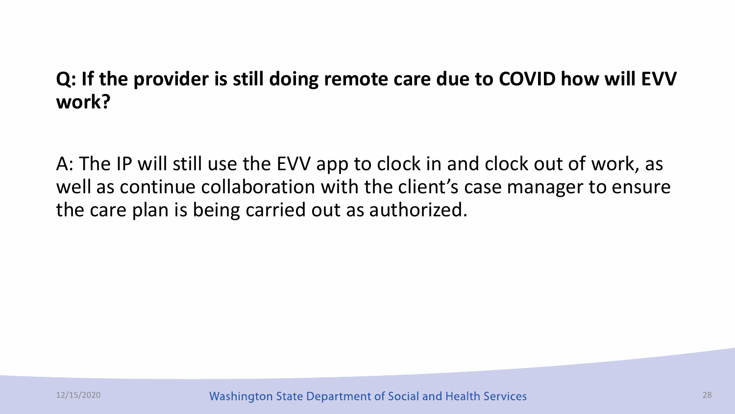**Q: If the provider is still doing remote care due to COVID how will EVV work?**

A: The IP will still use the EVV app to clock in and clock out of work, as well as continue collaboration with the client's case manager to ensure the care plan is being carried out as authorized.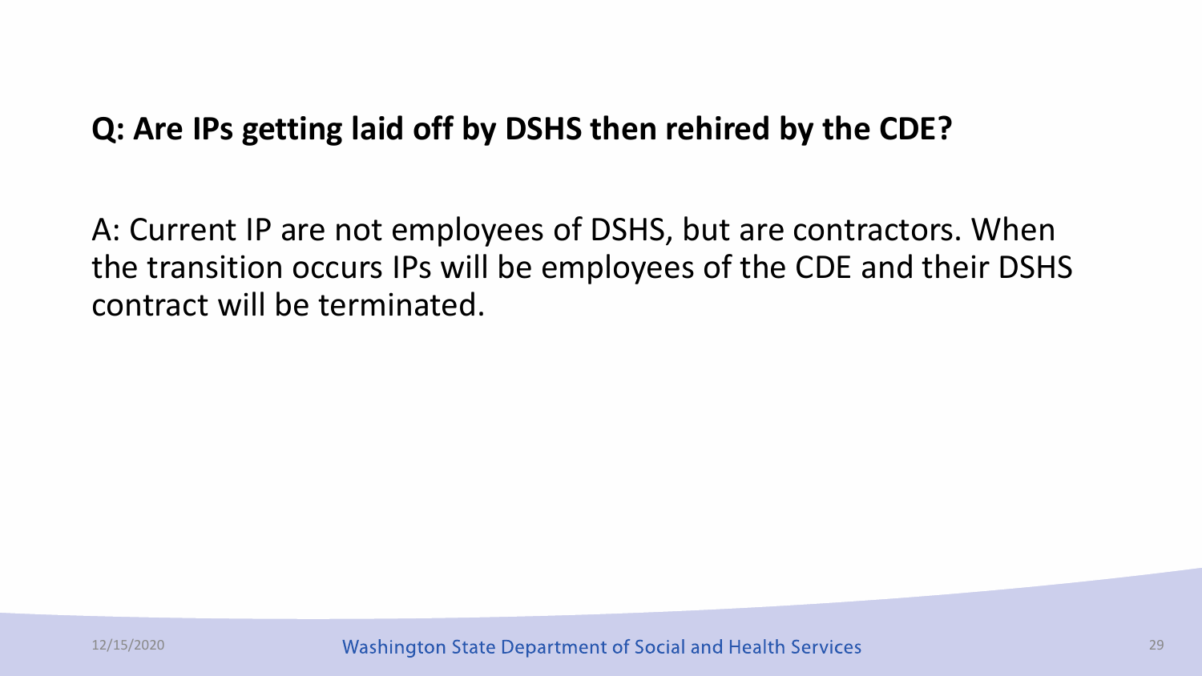**Q: Are IPs getting laid off by DSHS then rehired by the CDE?**

A: Current IP are not employees of DSHS, but are contractors. When the transition occurs IPs will be employees of the CDE and their DSHS contract will be terminated.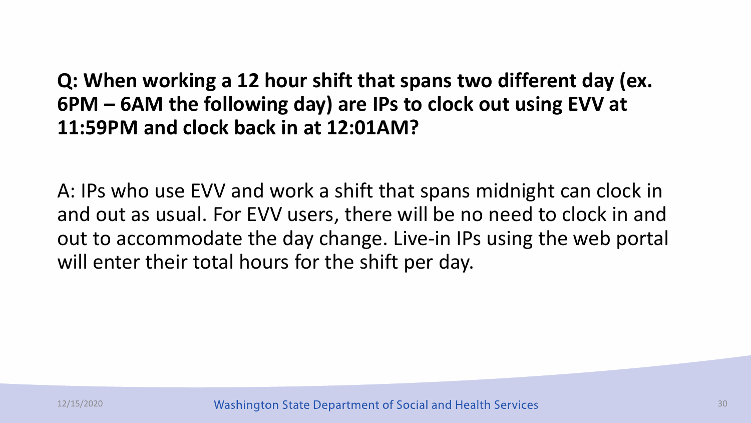**Q: When working a 12 hour shift that spans two different day (ex. 6PM – 6AM the following day) are IPs to clock out using EVV at 11:59PM and clock back in at 12:01AM?**

A: IPs who use EVV and work a shift that spans midnight can clock in and out as usual. For EVV users, there will be no need to clock in and out to accommodate the day change. Live-in IPs using the web portal will enter their total hours for the shift per day.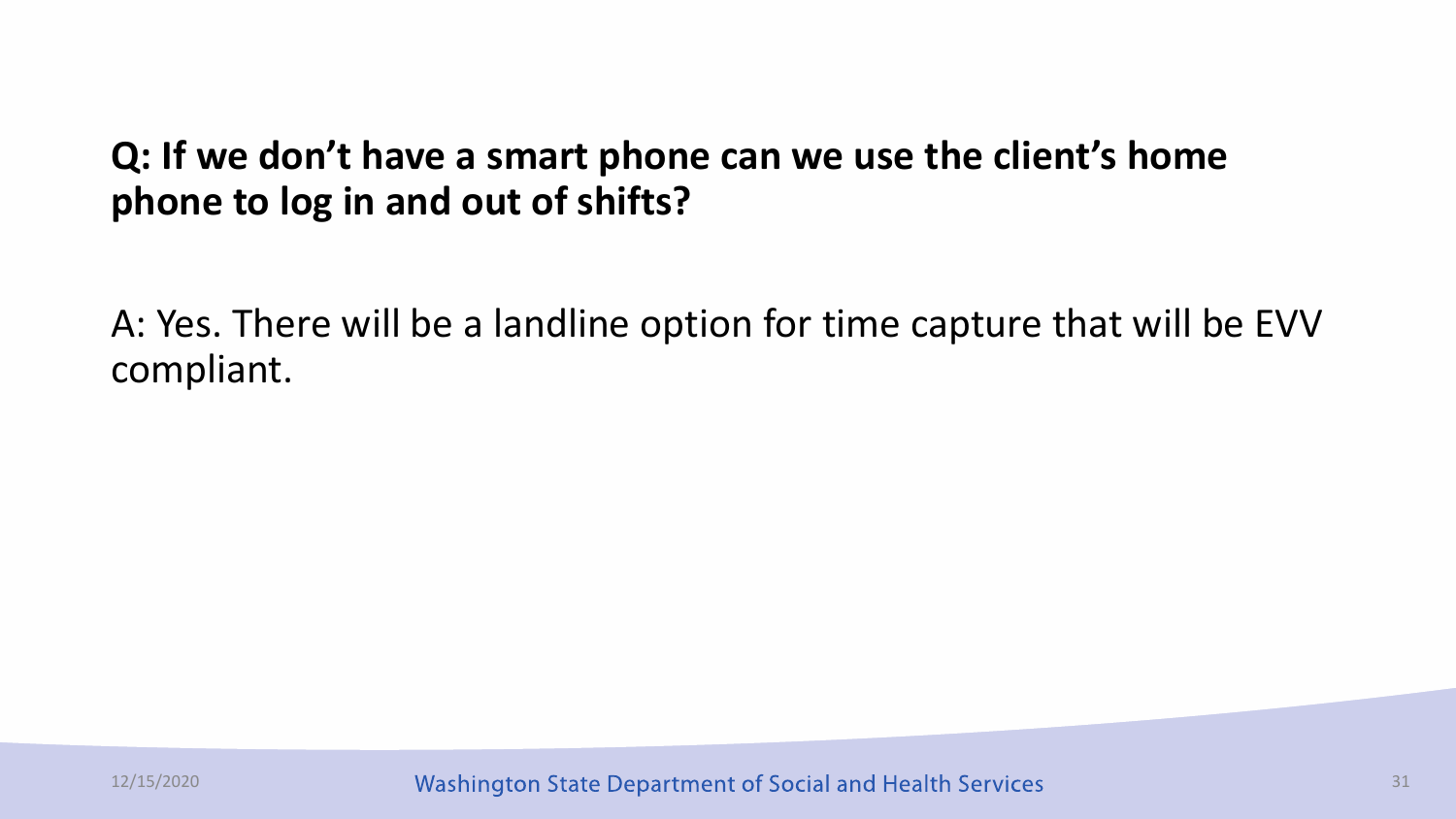**Q: If we don't have a smart phone can we use the client's home phone to log in and out of shifts?**

A: Yes. There will be a landline option for time capture that will be EVV compliant.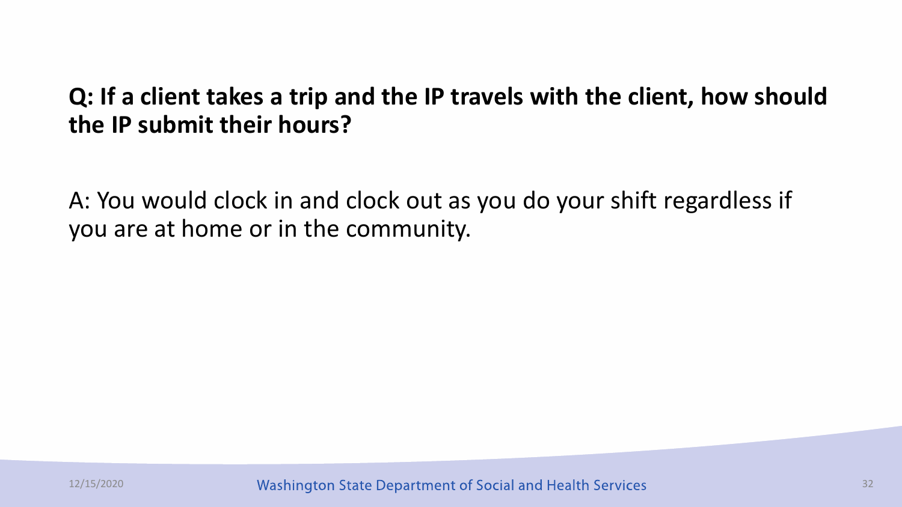**Q: If a client takes a trip and the IP travels with the client, how should the IP submit their hours?**

A: You would clock in and clock out as you do your shift regardless if you are at home or in the community.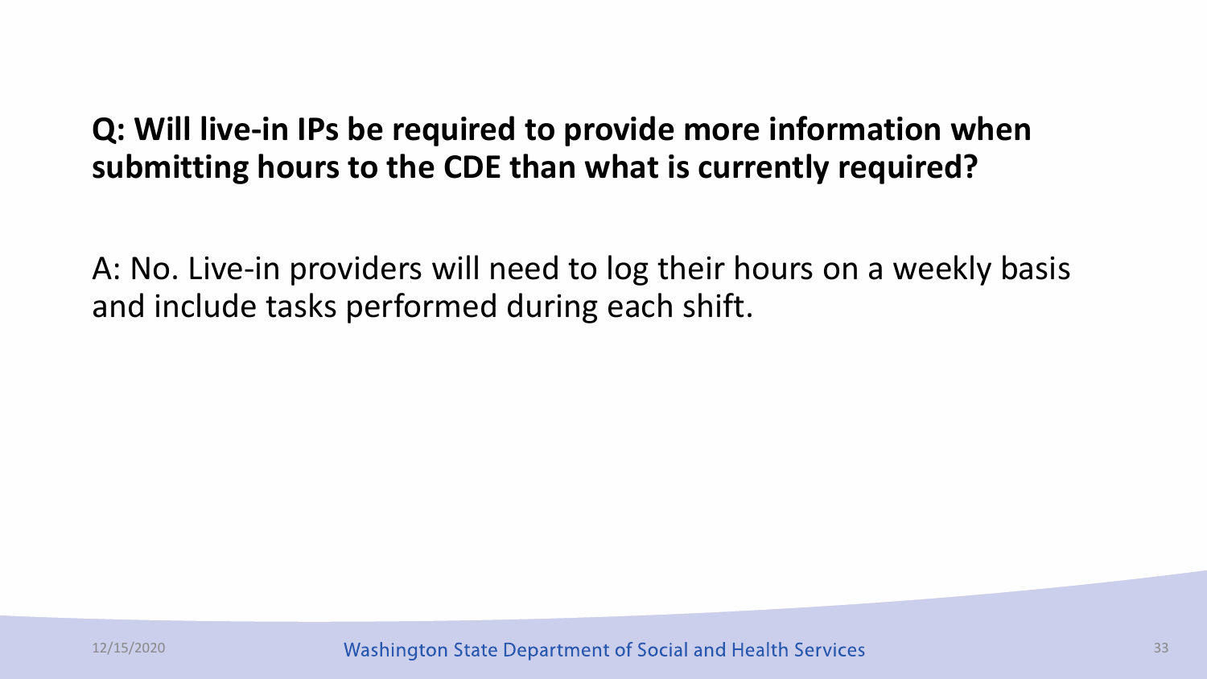**Q: Will live-in IPs be required to provide more information when submitting hours to the CDE than what is currently required?**

A: No. Live-in providers will need to log their hours on a weekly basis and include tasks performed during each shift.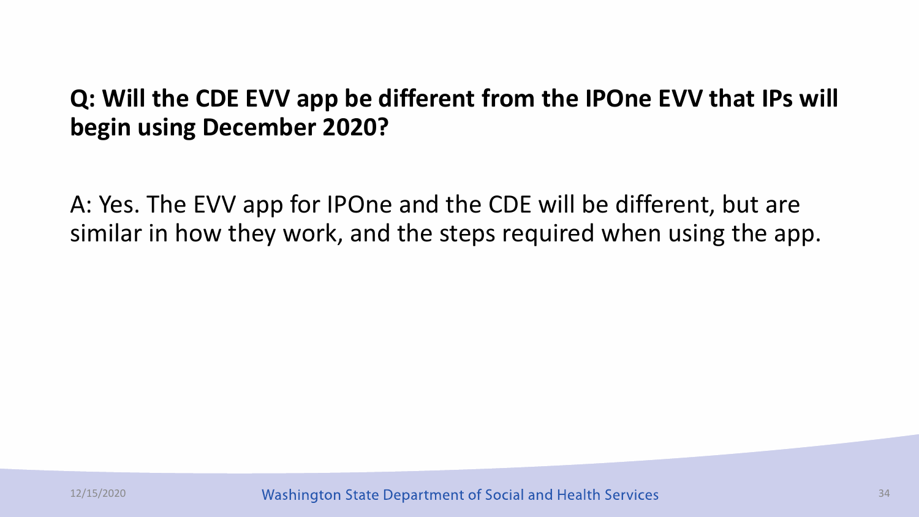**Q: Will the CDE EVV app be different from the IPOne EVV that IPs will begin using December 2020?**

A: Yes. The EVV app for IPOne and the CDE will be different, but are similar in how they work, and the steps required when using the app.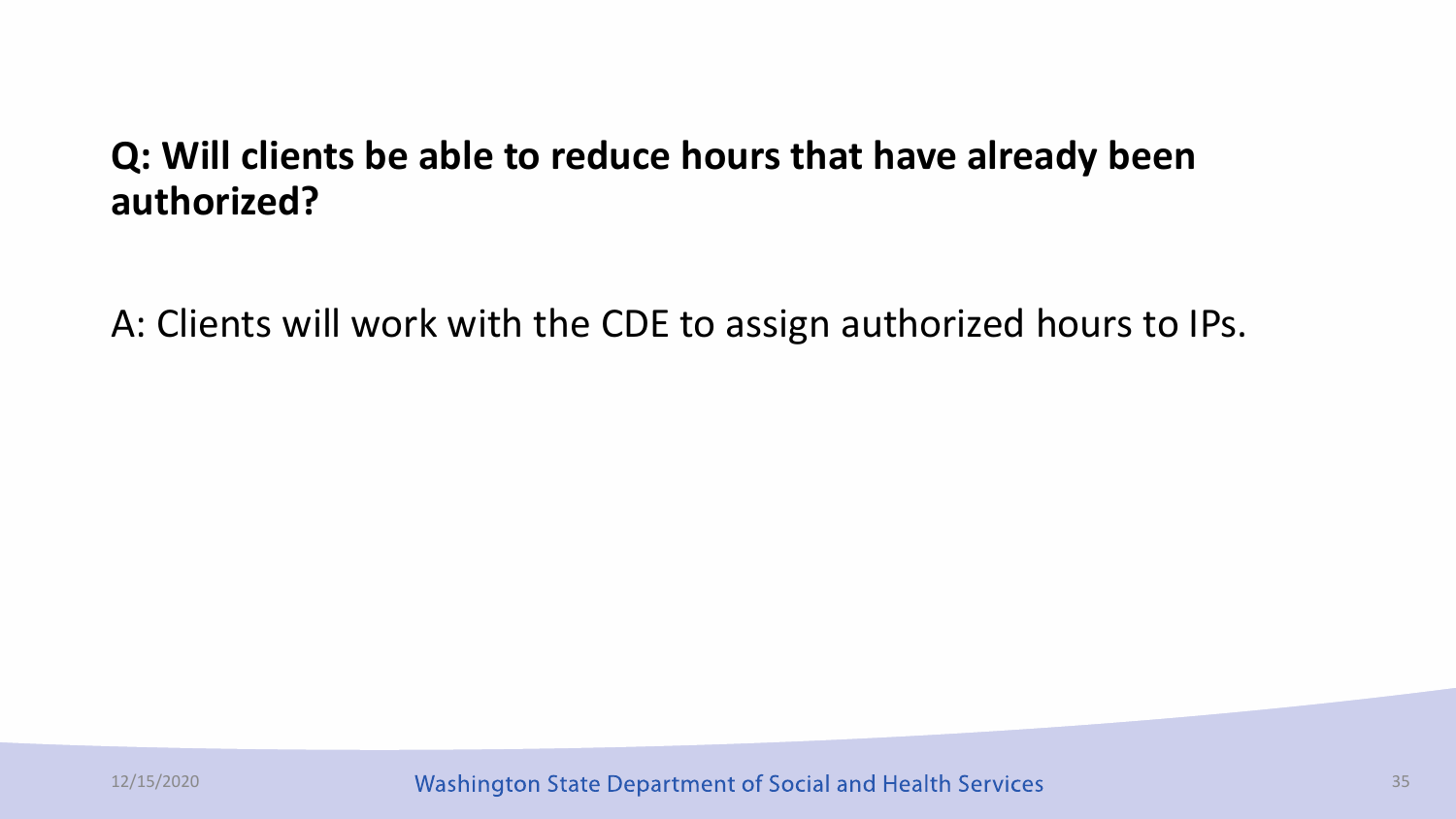**Q: Will clients be able to reduce hours that have already been authorized?**

A: Clients will work with the CDE to assign authorized hours to IPs.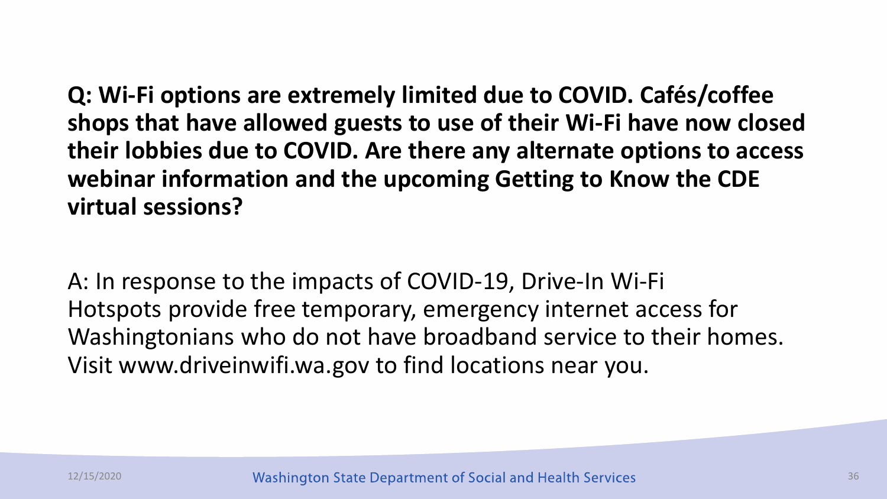**Q: Wi-Fi options are extremely limited due to COVID. Cafés/coffee shops that have allowed guests to use of their Wi-Fi have now closed their lobbies due to COVID. Are there any alternate options to access webinar information and the upcoming Getting to Know the CDE virtual sessions?**

A: In response to the impacts of COVID-19, Drive-In Wi-Fi Hotspots provide free temporary, emergency internet access for Washingtonians who do not have broadband service to their homes. Visit www.driveinwifi.wa.gov to find locations near you.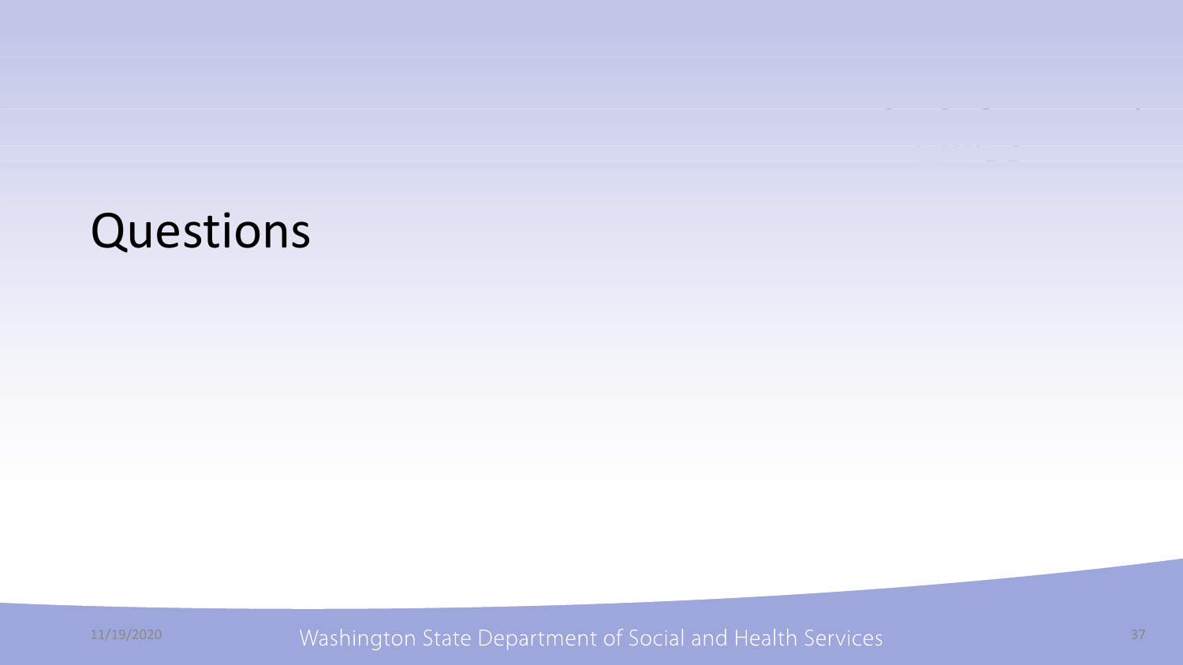# Questions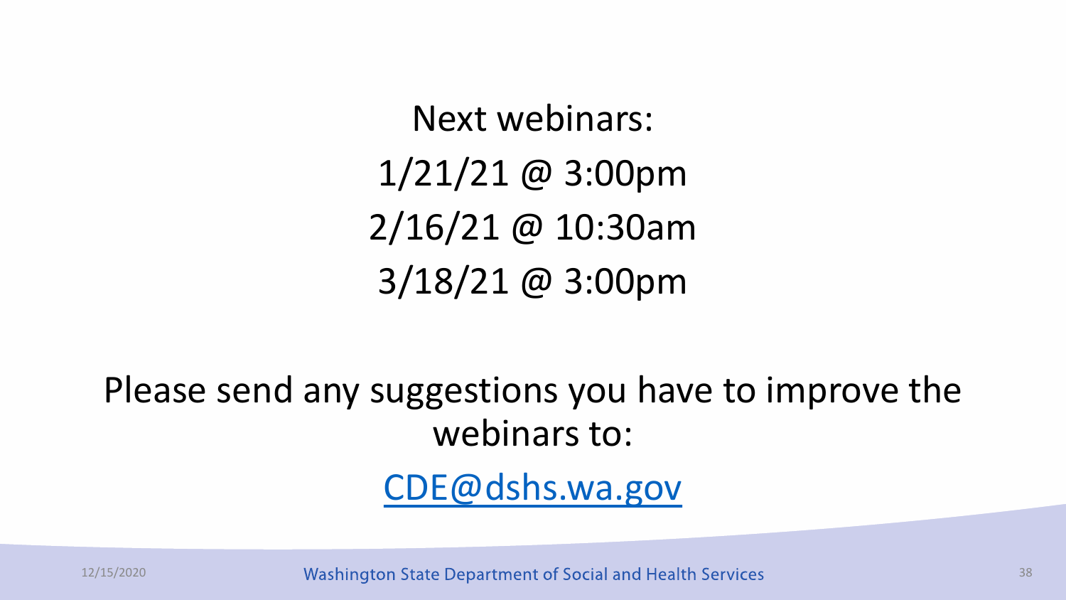Next webinars:

1/21/21 @ 3:00pm

2/16/21 @ 10:30am

3/18/21 @ 3:00pm

Please send any suggestions you have to improve the webinars to:

[CDE@dshs.wa.gov](mailto:CDE@dshs.wa.gov)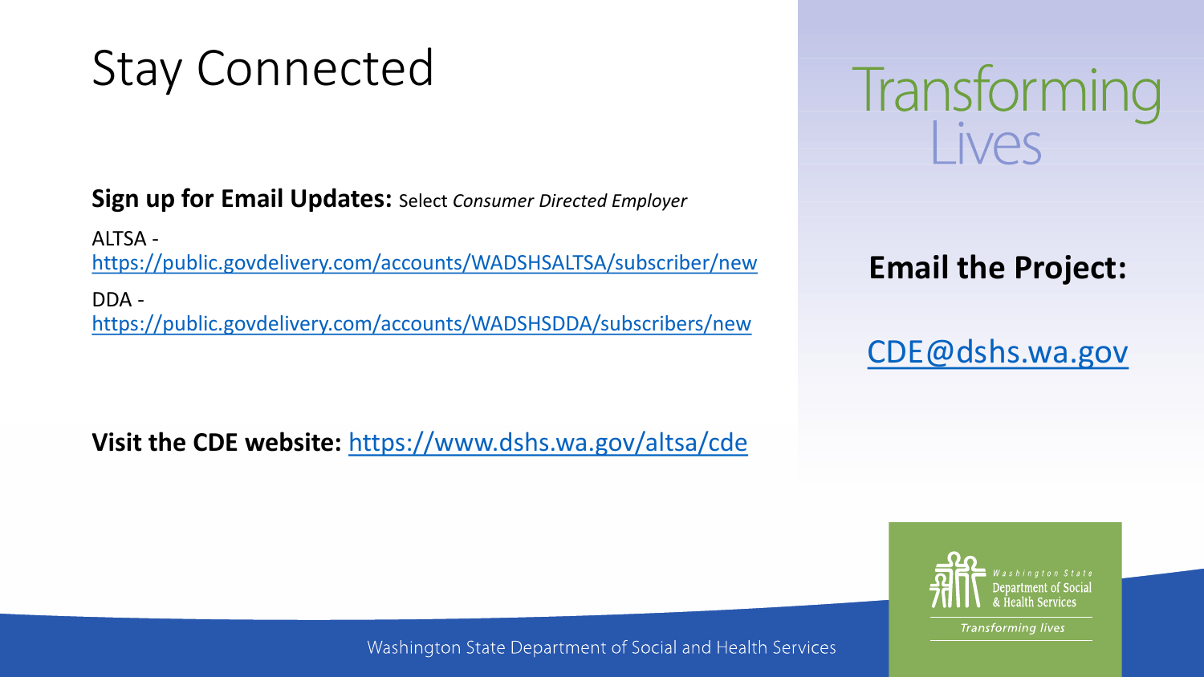# Stay Connected

**Sign up for Email Updates:** Select *Consumer Directed Employer*

ALTSA - https://public.govdelivery.com/accounts/WADSHSALTSA/subscriber/new

DDA - https://public.govdelivery.com/accounts/WADSHSDDA/subscribers/new

**Visit the CDE website:** https://www.dshs.wa.gov/altsa/cde

Transforming Lives

**Email the Project:**

CDE@dshs.wa.gov

Washington State Department of Social & Health Services

*Transforming lives*

Washington State Department of Social and Health Services